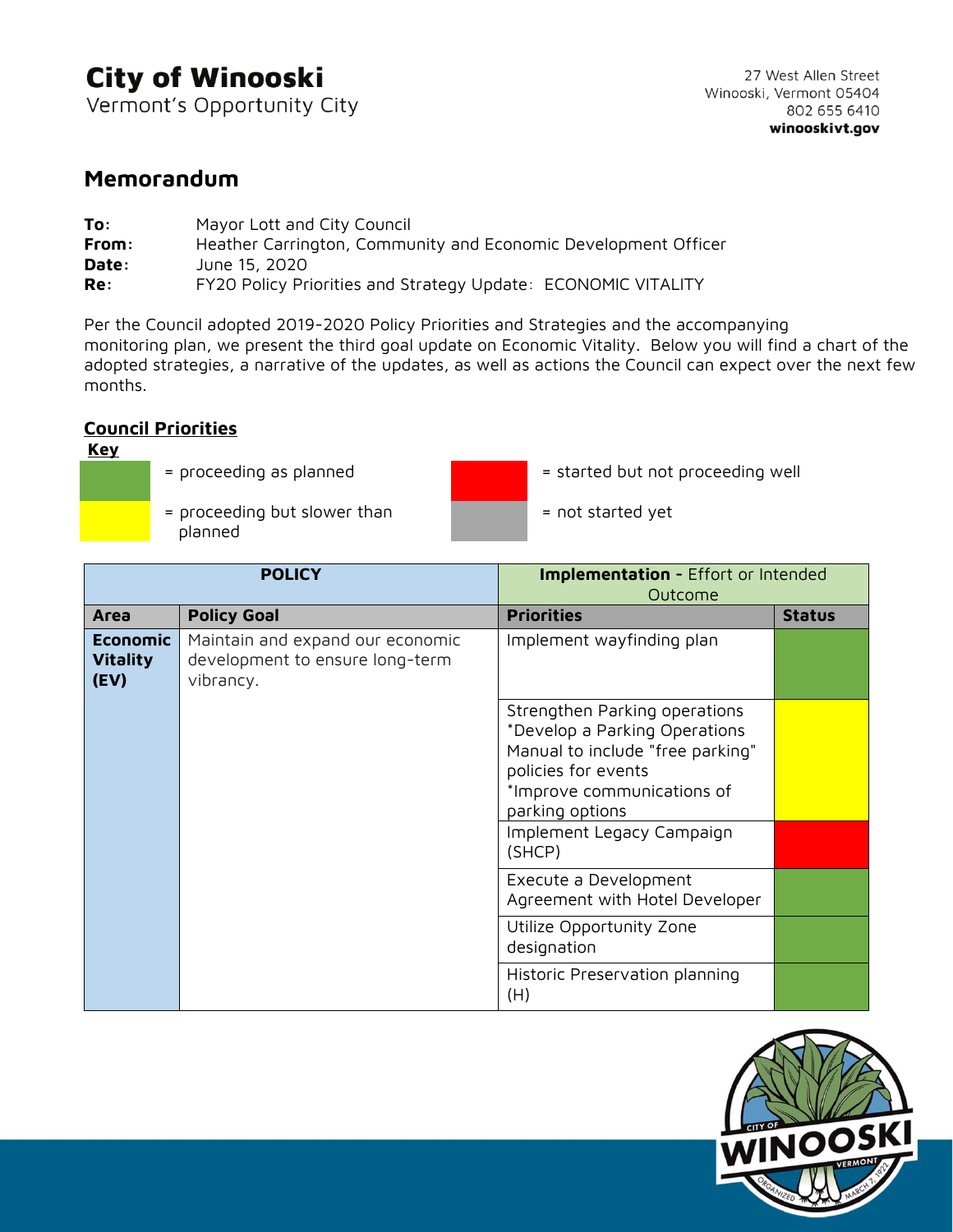# City of Winooski

Vermont's Opportunity City

27 West Allen Street
Winooski, Vermont 05404
802 655 6410
**winooskivt.gov**

## Memorandum

**To:** Mayor Lott and City Council
**From:** Heather Carrington, Community and Economic Development Officer
**Date:** June 15, 2020
**Re:** FY20 Policy Priorities and Strategy Update: ECONOMIC VITALITY

Per the Council adopted 2019-2020 Policy Priorities and Strategies and the accompanying monitoring plan, we present the third goal update on Economic Vitality. Below you will find a chart of the adopted strategies, a narrative of the updates, as well as actions the Council can expect over the next few months.

### Council Priorities

**Key**

- Green = proceeding as planned
- Yellow = proceeding but slower than planned
- Red = started but not proceeding well
- Gray = not started yet

| POLICY | | Implementation - Effort or Intended Outcome | |
|---|---|---|---|
| **Area** | **Policy Goal** | **Priorities** | **Status** |
| **Economic Vitality (EV)** | Maintain and expand our economic development to ensure long-term vibrancy. | Implement wayfinding plan | Green |
| | | Strengthen Parking operations *Develop a Parking Operations Manual to include "free parking" policies for events *Improve communications of parking options | Yellow |
| | | Implement Legacy Campaign (SHCP) | Red |
| | | Execute a Development Agreement with Hotel Developer | Green |
| | | Utilize Opportunity Zone designation | Green |
| | | Historic Preservation planning (H) | Green |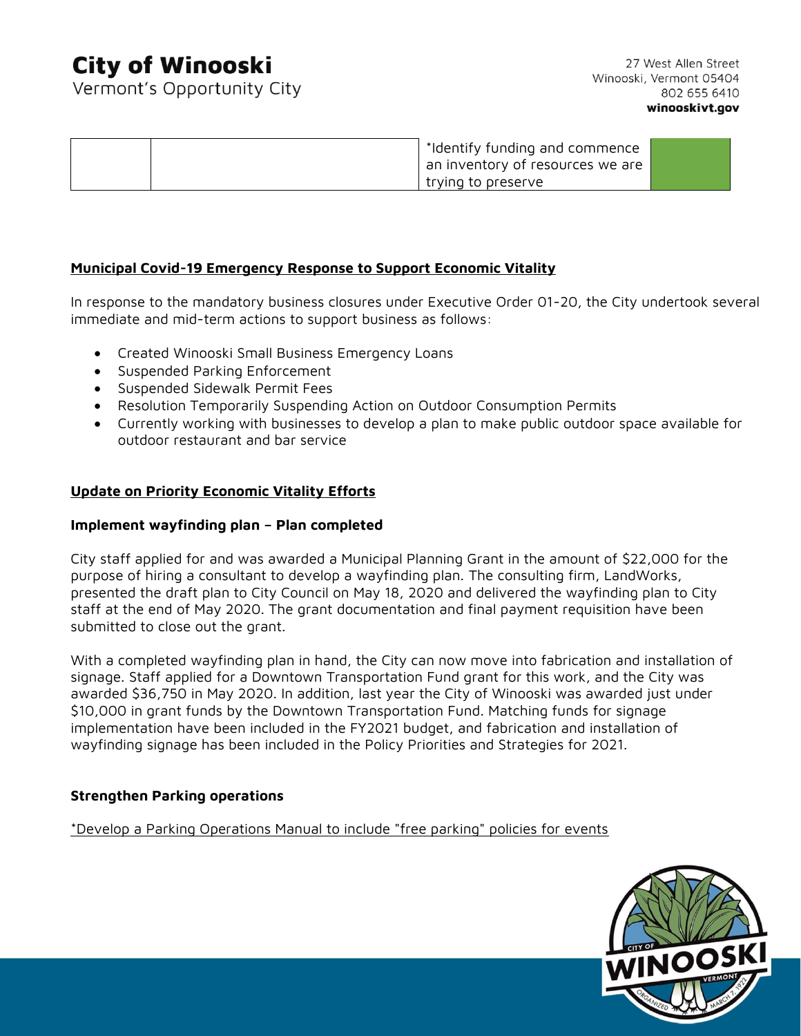| | | *Identify funding and commence an inventory of resources we are trying to preserve | |
|---|---|---|---|

**Municipal Covid-19 Emergency Response to Support Economic Vitality**

In response to the mandatory business closures under Executive Order 01-20, the City undertook several immediate and mid-term actions to support business as follows:

- Created Winooski Small Business Emergency Loans
- Suspended Parking Enforcement
- Suspended Sidewalk Permit Fees
- Resolution Temporarily Suspending Action on Outdoor Consumption Permits
- Currently working with businesses to develop a plan to make public outdoor space available for outdoor restaurant and bar service

**Update on Priority Economic Vitality Efforts**

**Implement wayfinding plan – Plan completed**

City staff applied for and was awarded a Municipal Planning Grant in the amount of $22,000 for the purpose of hiring a consultant to develop a wayfinding plan. The consulting firm, LandWorks, presented the draft plan to City Council on May 18, 2020 and delivered the wayfinding plan to City staff at the end of May 2020. The grant documentation and final payment requisition have been submitted to close out the grant.

With a completed wayfinding plan in hand, the City can now move into fabrication and installation of signage. Staff applied for a Downtown Transportation Fund grant for this work, and the City was awarded $36,750 in May 2020. In addition, last year the City of Winooski was awarded just under $10,000 in grant funds by the Downtown Transportation Fund. Matching funds for signage implementation have been included in the FY2021 budget, and fabrication and installation of wayfinding signage has been included in the Policy Priorities and Strategies for 2021.

**Strengthen Parking operations**

*Develop a Parking Operations Manual to include "free parking" policies for events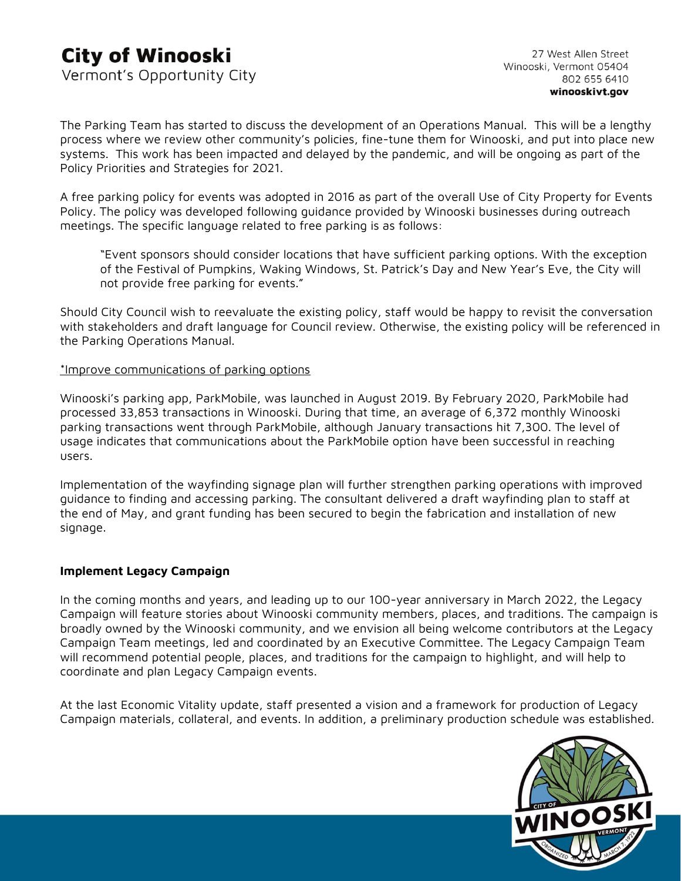The Parking Team has started to discuss the development of an Operations Manual. This will be a lengthy process where we review other community's policies, fine-tune them for Winooski, and put into place new systems. This work has been impacted and delayed by the pandemic, and will be ongoing as part of the Policy Priorities and Strategies for 2021.

A free parking policy for events was adopted in 2016 as part of the overall Use of City Property for Events Policy. The policy was developed following guidance provided by Winooski businesses during outreach meetings. The specific language related to free parking is as follows:

> "Event sponsors should consider locations that have sufficient parking options. With the exception of the Festival of Pumpkins, Waking Windows, St. Patrick's Day and New Year's Eve, the City will not provide free parking for events."

Should City Council wish to reevaluate the existing policy, staff would be happy to revisit the conversation with stakeholders and draft language for Council review. Otherwise, the existing policy will be referenced in the Parking Operations Manual.

*Improve communications of parking options

Winooski's parking app, ParkMobile, was launched in August 2019. By February 2020, ParkMobile had processed 33,853 transactions in Winooski. During that time, an average of 6,372 monthly Winooski parking transactions went through ParkMobile, although January transactions hit 7,300. The level of usage indicates that communications about the ParkMobile option have been successful in reaching users.

Implementation of the wayfinding signage plan will further strengthen parking operations with improved guidance to finding and accessing parking. The consultant delivered a draft wayfinding plan to staff at the end of May, and grant funding has been secured to begin the fabrication and installation of new signage.

**Implement Legacy Campaign**

In the coming months and years, and leading up to our 100-year anniversary in March 2022, the Legacy Campaign will feature stories about Winooski community members, places, and traditions. The campaign is broadly owned by the Winooski community, and we envision all being welcome contributors at the Legacy Campaign Team meetings, led and coordinated by an Executive Committee. The Legacy Campaign Team will recommend potential people, places, and traditions for the campaign to highlight, and will help to coordinate and plan Legacy Campaign events.

At the last Economic Vitality update, staff presented a vision and a framework for production of Legacy Campaign materials, collateral, and events. In addition, a preliminary production schedule was established.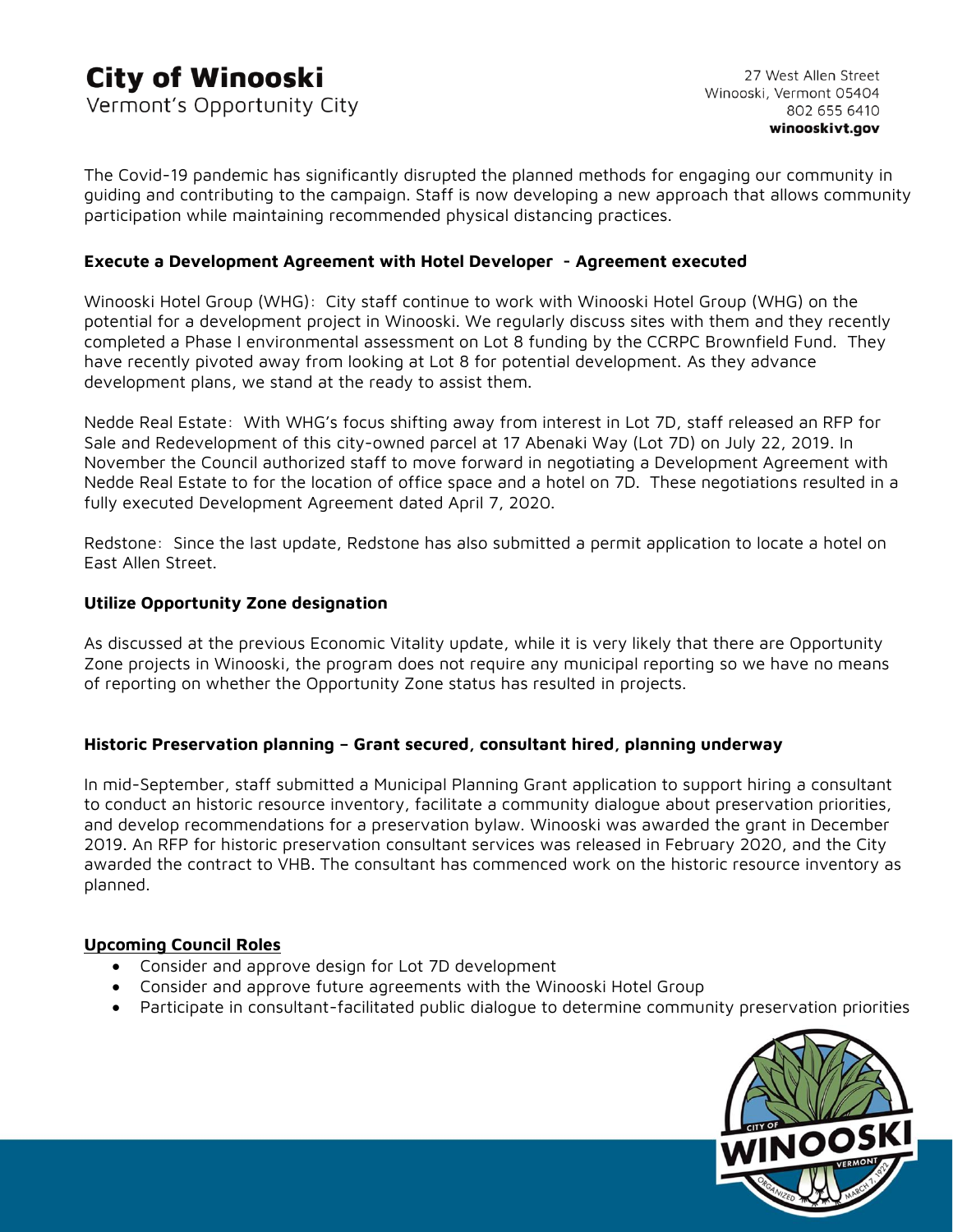The Covid-19 pandemic has significantly disrupted the planned methods for engaging our community in guiding and contributing to the campaign. Staff is now developing a new approach that allows community participation while maintaining recommended physical distancing practices.

### Execute a Development Agreement with Hotel Developer - Agreement executed

Winooski Hotel Group (WHG): City staff continue to work with Winooski Hotel Group (WHG) on the potential for a development project in Winooski. We regularly discuss sites with them and they recently completed a Phase I environmental assessment on Lot 8 funding by the CCRPC Brownfield Fund. They have recently pivoted away from looking at Lot 8 for potential development. As they advance development plans, we stand at the ready to assist them.

Nedde Real Estate: With WHG's focus shifting away from interest in Lot 7D, staff released an RFP for Sale and Redevelopment of this city-owned parcel at 17 Abenaki Way (Lot 7D) on July 22, 2019. In November the Council authorized staff to move forward in negotiating a Development Agreement with Nedde Real Estate to for the location of office space and a hotel on 7D. These negotiations resulted in a fully executed Development Agreement dated April 7, 2020.

Redstone: Since the last update, Redstone has also submitted a permit application to locate a hotel on East Allen Street.

### Utilize Opportunity Zone designation

As discussed at the previous Economic Vitality update, while it is very likely that there are Opportunity Zone projects in Winooski, the program does not require any municipal reporting so we have no means of reporting on whether the Opportunity Zone status has resulted in projects.

### Historic Preservation planning – Grant secured, consultant hired, planning underway

In mid-September, staff submitted a Municipal Planning Grant application to support hiring a consultant to conduct an historic resource inventory, facilitate a community dialogue about preservation priorities, and develop recommendations for a preservation bylaw. Winooski was awarded the grant in December 2019. An RFP for historic preservation consultant services was released in February 2020, and the City awarded the contract to VHB. The consultant has commenced work on the historic resource inventory as planned.

### Upcoming Council Roles

- Consider and approve design for Lot 7D development
- Consider and approve future agreements with the Winooski Hotel Group
- Participate in consultant-facilitated public dialogue to determine community preservation priorities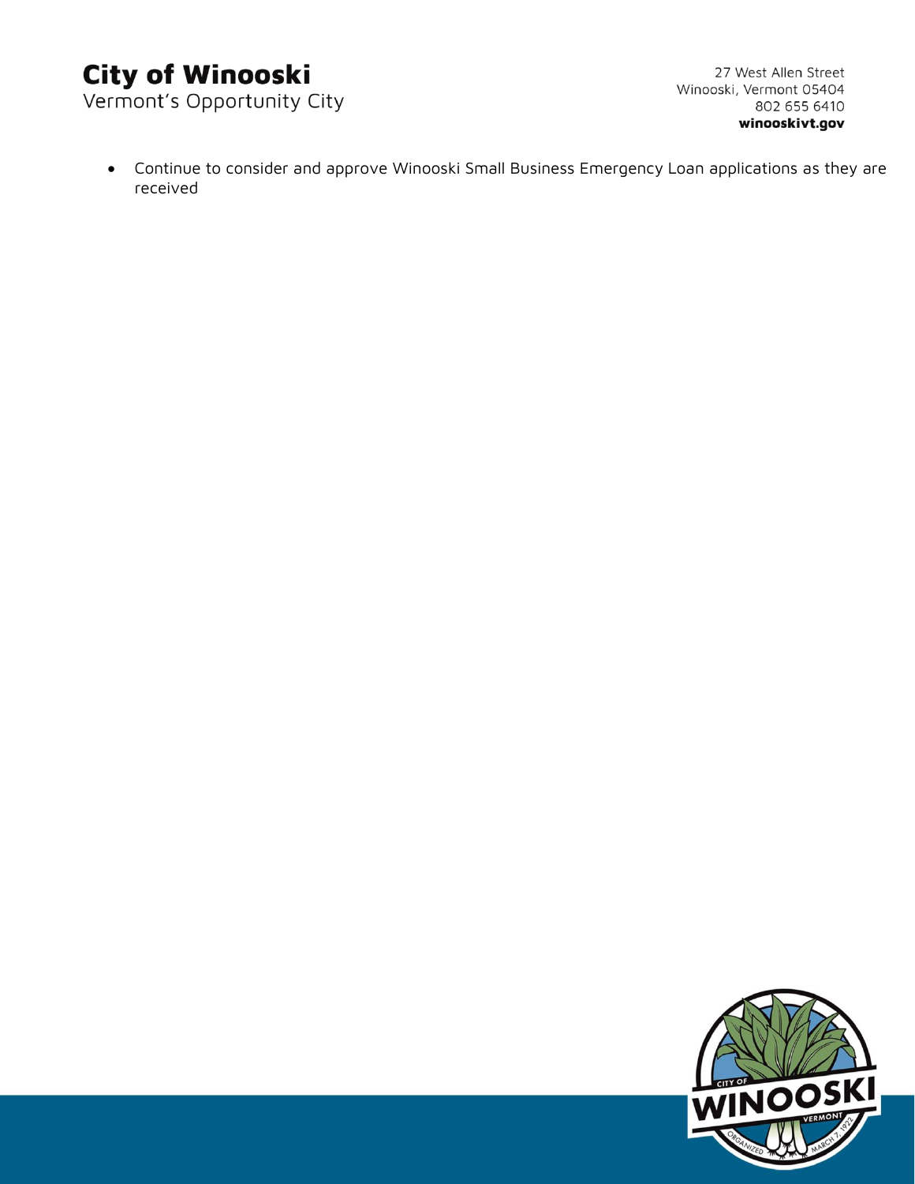- Continue to consider and approve Winooski Small Business Emergency Loan applications as they are received